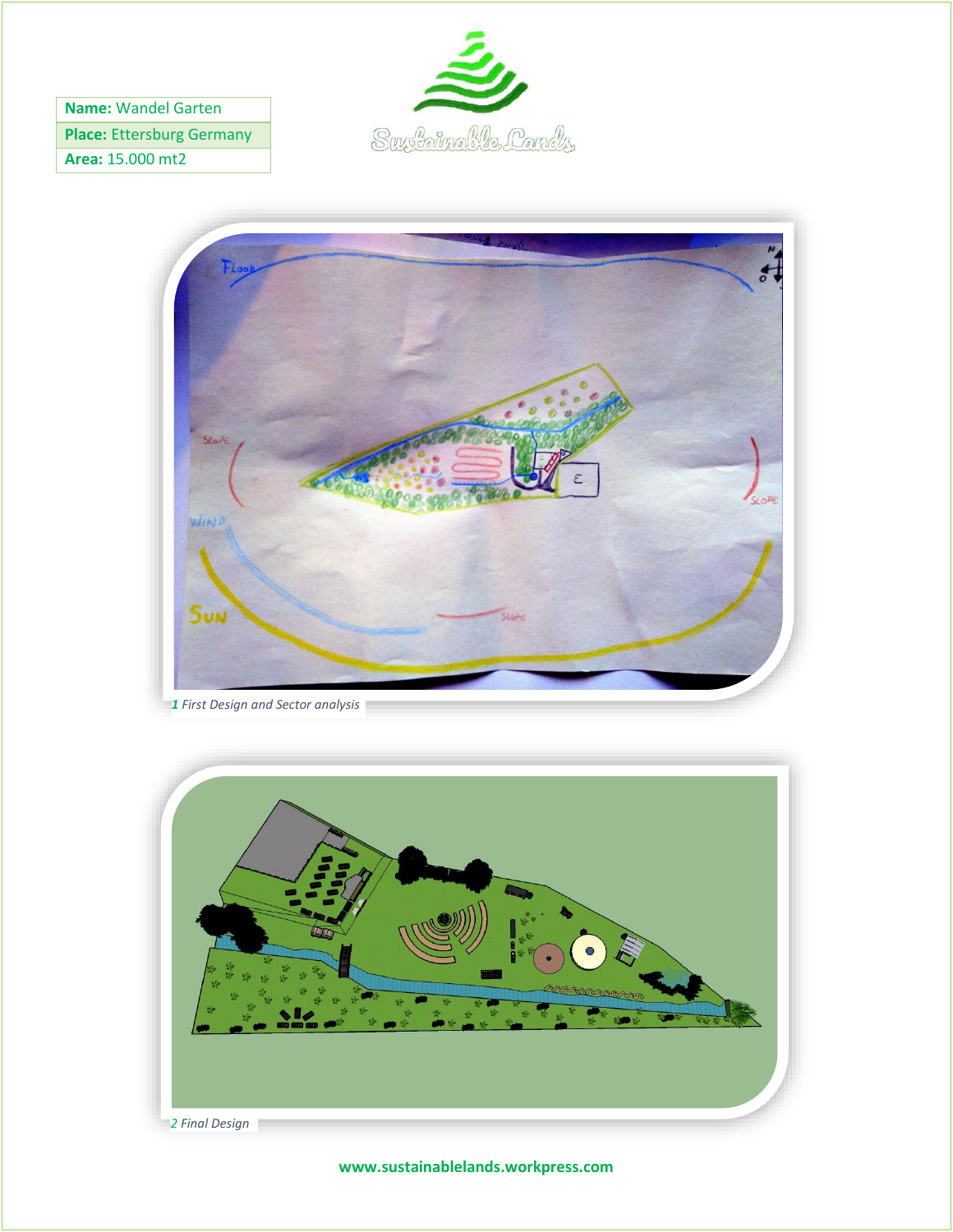| | |
|---|---|
| **Name:** Wandel Garten | |
| **Place:** Ettersburg Germany | |
| **Area:** 15.000 mt2 | |

Sustainable Lands

*1 First Design and Sector analysis*

*2 Final Design*

**www.sustainablelands.workpress.com**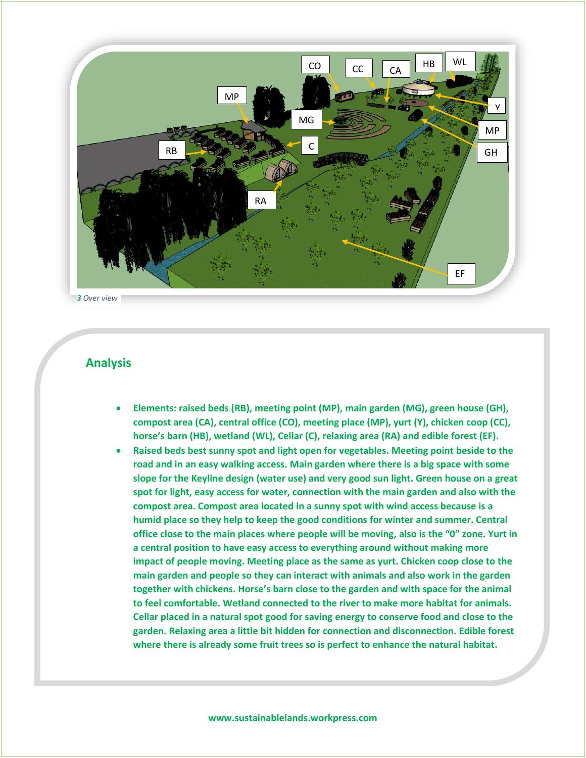3 Over view

## Analysis

- Elements: raised beds (RB), meeting point (MP), main garden (MG), green house (GH), compost area (CA), central office (CO), meeting place (MP), yurt (Y), chicken coop (CC), horse's barn (HB), wetland (WL), Cellar (C), relaxing area (RA) and edible forest (EF).
- Raised beds best sunny spot and light open for vegetables. Meeting point beside to the road and in an easy walking access. Main garden where there is a big space with some slope for the Keyline design (water use) and very good sun light. Green house on a great spot for light, easy access for water, connection with the main garden and also with the compost area. Compost area located in a sunny spot with wind access because is a humid place so they help to keep the good conditions for winter and summer. Central office close to the main places where people will be moving, also is the "0" zone. Yurt in a central position to have easy access to everything around without making more impact of people moving. Meeting place as the same as yurt. Chicken coop close to the main garden and people so they can interact with animals and also work in the garden together with chickens. Horse's barn close to the garden and with space for the animal to feel comfortable. Wetland connected to the river to make more habitat for animals. Cellar placed in a natural spot good for saving energy to conserve food and close to the garden. Relaxing area a little bit hidden for connection and disconnection. Edible forest where there is already some fruit trees so is perfect to enhance the natural habitat.

www.sustainablelands.workpress.com